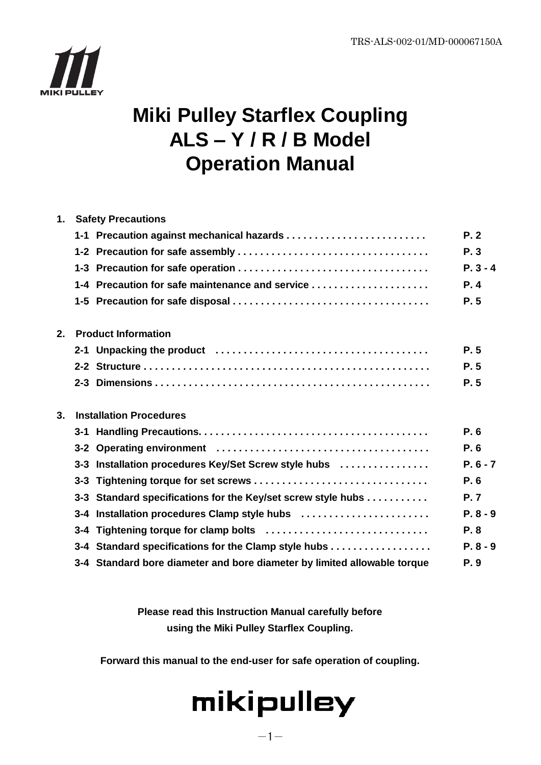TRS-ALS-002-01/MD-000067150A

# Miki Pulley Starflex Coupling ALS – Y / R / B Model Operation Manual

**1. Safety Precautions**

- 1-1 Precaution against mechanical hazards . . . . . . . . . . . . . . . . . . . . . . . . P. 2
- 1-2 Precaution for safe assembly . . . . . . . . . . . . . . . . . . . . . . . . . . . . . . . . . P. 3
- 1-3 Precaution for safe operation . . . . . . . . . . . . . . . . . . . . . . . . . . . . . . . . . P. 3 - 4
- 1-4 Precaution for safe maintenance and service . . . . . . . . . . . . . . . . . . . . P. 4
- 1-5 Precaution for safe disposal . . . . . . . . . . . . . . . . . . . . . . . . . . . . . . . . . . P. 5

**2. Product Information**

- 2-1 Unpacking the product . . . . . . . . . . . . . . . . . . . . . . . . . . . . . . . . . . . . . P. 5
- 2-2 Structure . . . . . . . . . . . . . . . . . . . . . . . . . . . . . . . . . . . . . . . . . . . . . . . . . P. 5
- 2-3 Dimensions . . . . . . . . . . . . . . . . . . . . . . . . . . . . . . . . . . . . . . . . . . . . . . . P. 5

**3. Installation Procedures**

- 3-1 Handling Precautions. . . . . . . . . . . . . . . . . . . . . . . . . . . . . . . . . . . . . . . P. 6
- 3-2 Operating environment . . . . . . . . . . . . . . . . . . . . . . . . . . . . . . . . . . . . . P. 6
- 3-3 Installation procedures Key/Set Screw style hubs . . . . . . . . . . . . . . . . P. 6 - 7
- 3-3 Tightening torque for set screws . . . . . . . . . . . . . . . . . . . . . . . . . . . . . . P. 6
- 3-3 Standard specifications for the Key/set screw style hubs . . . . . . . . . . . P. 7
- 3-4 Installation procedures Clamp style hubs . . . . . . . . . . . . . . . . . . . . . . . P. 8 - 9
- 3-4 Tightening torque for clamp bolts . . . . . . . . . . . . . . . . . . . . . . . . . . . . P. 8
- 3-4 Standard specifications for the Clamp style hubs . . . . . . . . . . . . . . . . . P. 8 - 9
- 3-4 Standard bore diameter and bore diameter by limited allowable torque P. 9

**Please read this Instruction Manual carefully before using the Miki Pulley Starflex Coupling.**

**Forward this manual to the end-user for safe operation of coupling.**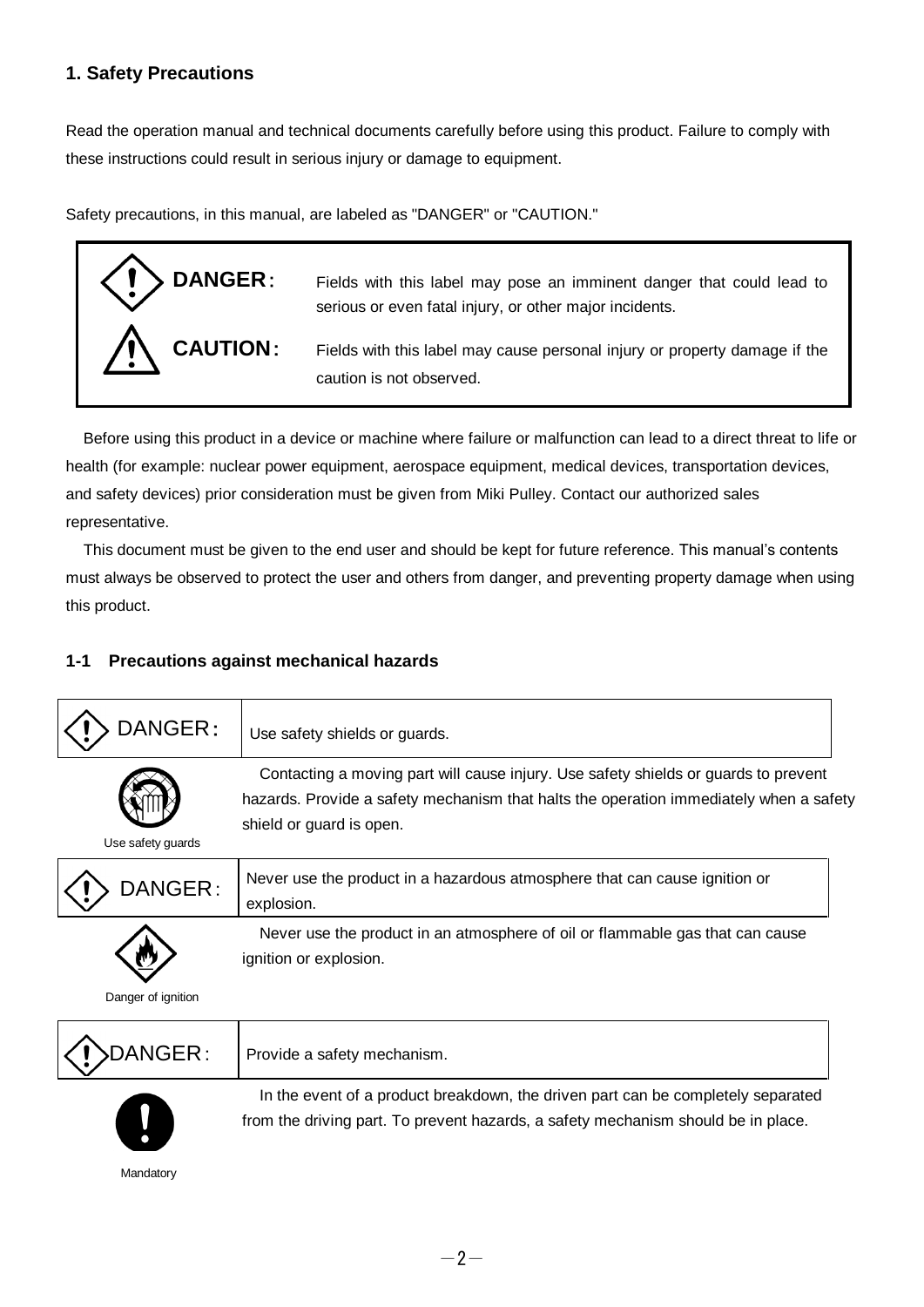## 1. Safety Precautions

Read the operation manual and technical documents carefully before using this product. Failure to comply with these instructions could result in serious injury or damage to equipment.

Safety precautions, in this manual, are labeled as "DANGER" or "CAUTION."

| | |
|---|---|
| **DANGER**: | Fields with this label may pose an imminent danger that could lead to serious or even fatal injury, or other major incidents. |
| **CAUTION**: | Fields with this label may cause personal injury or property damage if the caution is not observed. |

Before using this product in a device or machine where failure or malfunction can lead to a direct threat to life or health (for example: nuclear power equipment, aerospace equipment, medical devices, transportation devices, and safety devices) prior consideration must be given from Miki Pulley. Contact our authorized sales representative.

This document must be given to the end user and should be kept for future reference. This manual's contents must always be observed to protect the user and others from danger, and preventing property damage when using this product.

### 1-1 Precautions against mechanical hazards

| DANGER: | Use safety shields or guards. |
|---|---|

Use safety guards

Contacting a moving part will cause injury. Use safety shields or guards to prevent hazards. Provide a safety mechanism that halts the operation immediately when a safety shield or guard is open.

| DANGER: | Never use the product in a hazardous atmosphere that can cause ignition or explosion. |
|---|---|

Danger of ignition

Never use the product in an atmosphere of oil or flammable gas that can cause ignition or explosion.

| DANGER: | Provide a safety mechanism. |
|---|---|

Mandatory

In the event of a product breakdown, the driven part can be completely separated from the driving part. To prevent hazards, a safety mechanism should be in place.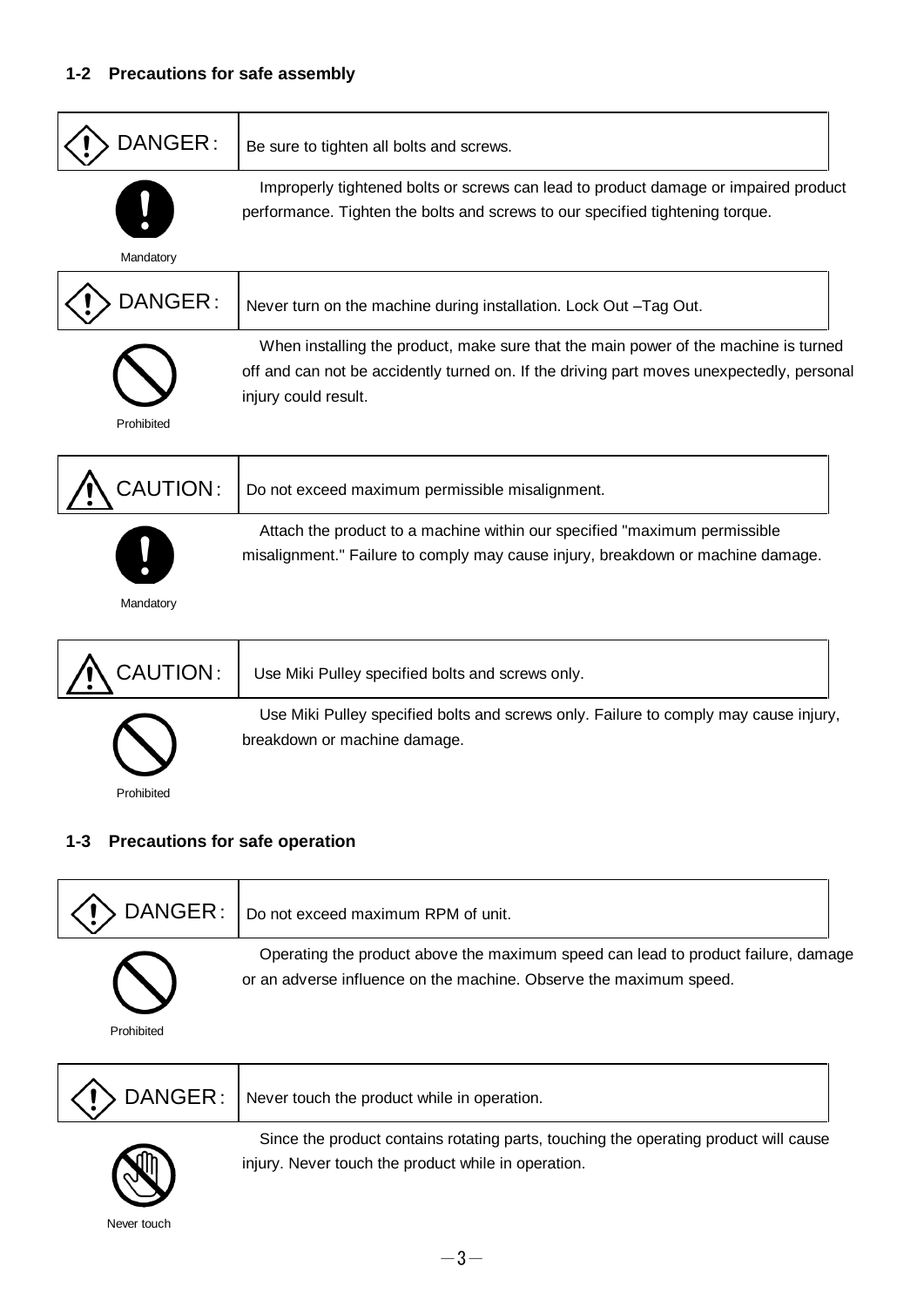### 1-2 Precautions for safe assembly

| DANGER: | Be sure to tighten all bolts and screws. |
|---|---|
| Mandatory | Improperly tightened bolts or screws can lead to product damage or impaired product performance. Tighten the bolts and screws to our specified tightening torque. |

| DANGER: | Never turn on the machine during installation. Lock Out –Tag Out. |
|---|---|
| Prohibited | When installing the product, make sure that the main power of the machine is turned off and can not be accidently turned on. If the driving part moves unexpectedly, personal injury could result. |

| CAUTION: | Do not exceed maximum permissible misalignment. |
|---|---|
| Mandatory | Attach the product to a machine within our specified "maximum permissible misalignment." Failure to comply may cause injury, breakdown or machine damage. |

| CAUTION: | Use Miki Pulley specified bolts and screws only. |
|---|---|
| Prohibited | Use Miki Pulley specified bolts and screws only. Failure to comply may cause injury, breakdown or machine damage. |

### 1-3 Precautions for safe operation

| DANGER: | Do not exceed maximum RPM of unit. |
|---|---|
| Prohibited | Operating the product above the maximum speed can lead to product failure, damage or an adverse influence on the machine. Observe the maximum speed. |

| DANGER: | Never touch the product while in operation. |
|---|---|
| Never touch | Since the product contains rotating parts, touching the operating product will cause injury. Never touch the product while in operation. |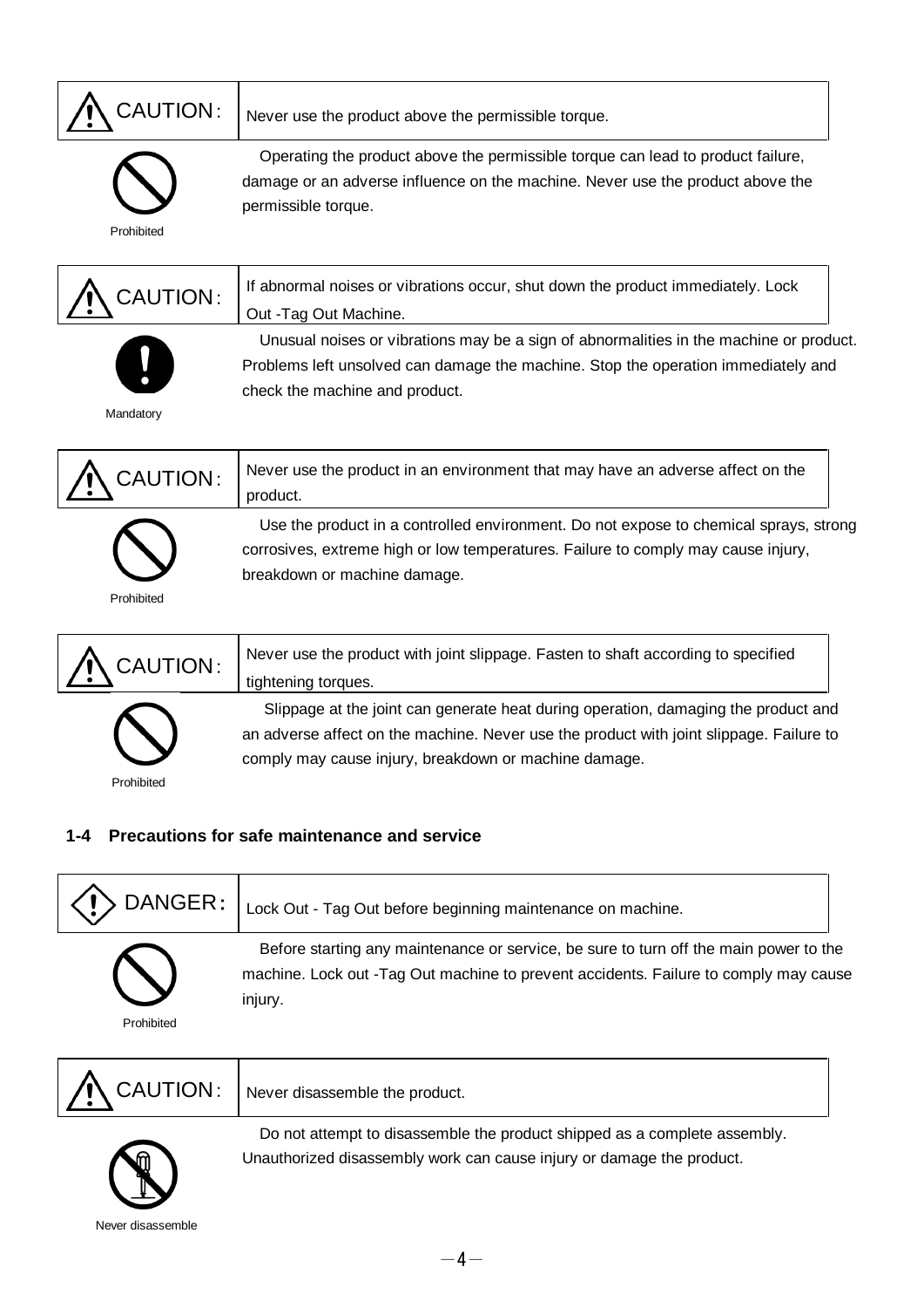| CAUTION: | Never use the product above the permissible torque. |
|---|---|

Prohibited

Operating the product above the permissible torque can lead to product failure, damage or an adverse influence on the machine. Never use the product above the permissible torque.

| CAUTION: | If abnormal noises or vibrations occur, shut down the product immediately. Lock Out -Tag Out Machine. |
|---|---|

Mandatory

Unusual noises or vibrations may be a sign of abnormalities in the machine or product. Problems left unsolved can damage the machine. Stop the operation immediately and check the machine and product.

| CAUTION: | Never use the product in an environment that may have an adverse affect on the product. |
|---|---|

Prohibited

Use the product in a controlled environment. Do not expose to chemical sprays, strong corrosives, extreme high or low temperatures. Failure to comply may cause injury, breakdown or machine damage.

| CAUTION: | Never use the product with joint slippage. Fasten to shaft according to specified tightening torques. |
|---|---|

Prohibited

Slippage at the joint can generate heat during operation, damaging the product and an adverse affect on the machine. Never use the product with joint slippage. Failure to comply may cause injury, breakdown or machine damage.

### 1-4 Precautions for safe maintenance and service

| DANGER: | Lock Out - Tag Out before beginning maintenance on machine. |
|---|---|

Prohibited

Before starting any maintenance or service, be sure to turn off the main power to the machine. Lock out -Tag Out machine to prevent accidents. Failure to comply may cause injury.

| CAUTION: | Never disassemble the product. |
|---|---|

Never disassemble

Do not attempt to disassemble the product shipped as a complete assembly. Unauthorized disassembly work can cause injury or damage the product.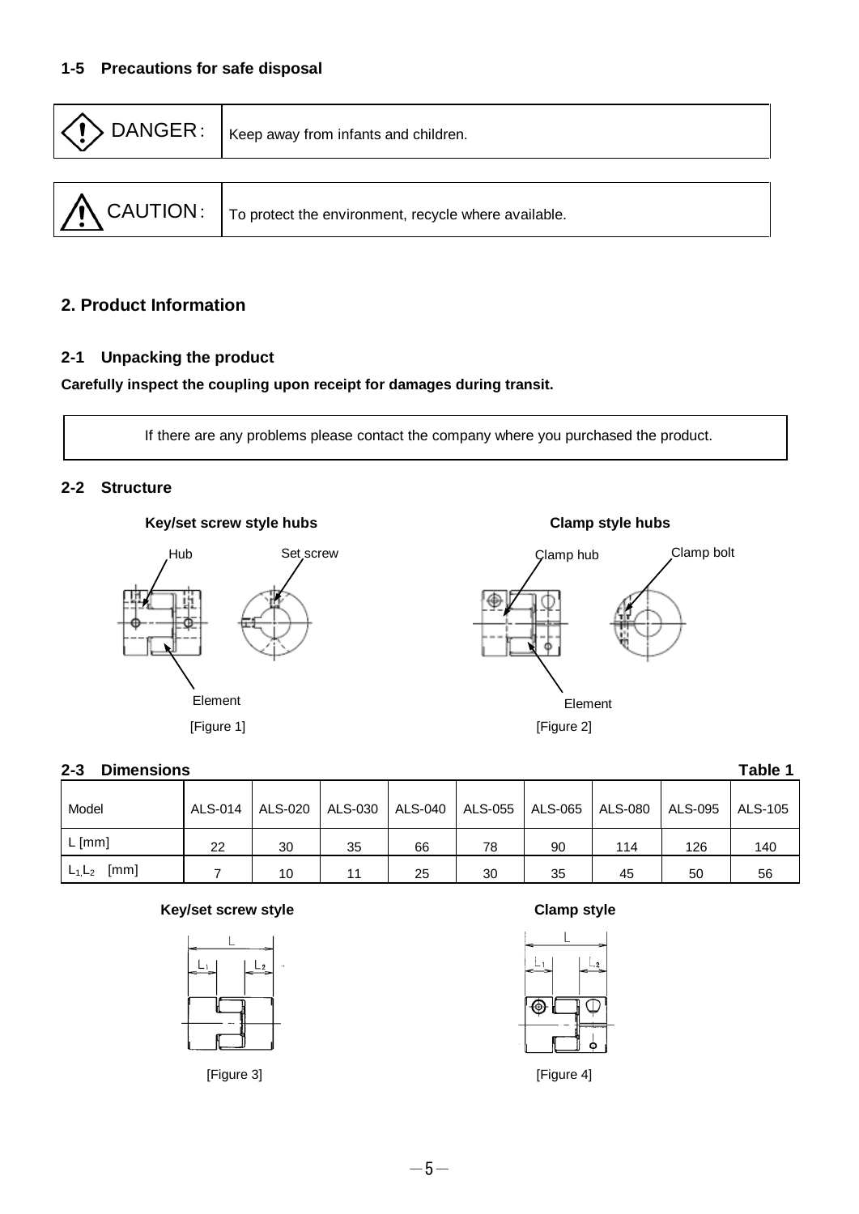### 1-5 Precautions for safe disposal

| DANGER: | Keep away from infants and children. |
|---|---|

| CAUTION: | To protect the environment, recycle where available. |
|---|---|

## 2. Product Information

### 2-1 Unpacking the product

**Carefully inspect the coupling upon receipt for damages during transit.**

If there are any problems please contact the company where you purchased the product.

### 2-2 Structure

**Key/set screw style hubs**

Hub, Set screw, Element

[Figure 1]

**Clamp style hubs**

Clamp hub, Clamp bolt, Element

[Figure 2]

### 2-3 Dimensions

**Table 1**

| Model | ALS-014 | ALS-020 | ALS-030 | ALS-040 | ALS-055 | ALS-065 | ALS-080 | ALS-095 | ALS-105 |
|---|---|---|---|---|---|---|---|---|---|
| L [mm] | 22 | 30 | 35 | 66 | 78 | 90 | 114 | 126 | 140 |
| $L_1$,$L_2$ [mm] | 7 | 10 | 11 | 25 | 30 | 35 | 45 | 50 | 56 |

**Key/set screw style**

[Figure 3]

**Clamp style**

[Figure 4]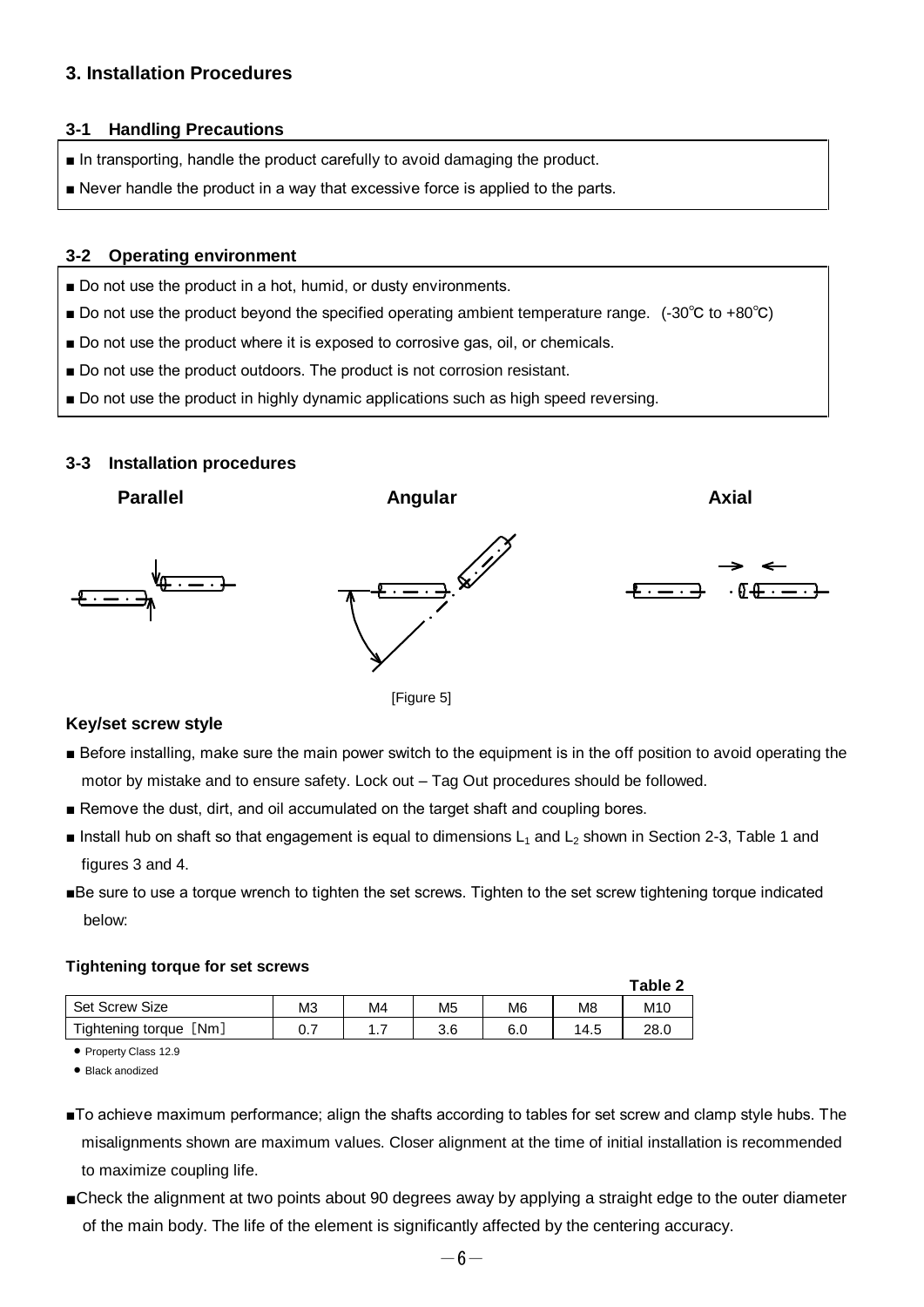## 3. Installation Procedures

### 3-1 Handling Precautions

- ■ In transporting, handle the product carefully to avoid damaging the product.
- ■ Never handle the product in a way that excessive force is applied to the parts.

### 3-2 Operating environment

- ■ Do not use the product in a hot, humid, or dusty environments.
- ■ Do not use the product beyond the specified operating ambient temperature range. (-30℃ to +80℃)
- ■ Do not use the product where it is exposed to corrosive gas, oil, or chemicals.
- ■ Do not use the product outdoors. The product is not corrosion resistant.
- ■ Do not use the product in highly dynamic applications such as high speed reversing.

### 3-3 Installation procedures

**Parallel** **Angular** **Axial**

[Figure 5]

**Key/set screw style**

- ■ Before installing, make sure the main power switch to the equipment is in the off position to avoid operating the motor by mistake and to ensure safety. Lock out – Tag Out procedures should be followed.
- ■ Remove the dust, dirt, and oil accumulated on the target shaft and coupling bores.
- ■ Install hub on shaft so that engagement is equal to dimensions $L_1$ and $L_2$ shown in Section 2-3, Table 1 and figures 3 and 4.
- ■Be sure to use a torque wrench to tighten the set screws. Tighten to the set screw tightening torque indicated below:

**Tightening torque for set screws**

**Table 2**

| Set Screw Size | M3 | M4 | M5 | M6 | M8 | M10 |
|---|---|---|---|---|---|---|
| Tightening torque ［Nm］ | 0.7 | 1.7 | 3.6 | 6.0 | 14.5 | 28.0 |

- Property Class 12.9
- Black anodized

- ■To achieve maximum performance; align the shafts according to tables for set screw and clamp style hubs. The misalignments shown are maximum values. Closer alignment at the time of initial installation is recommended to maximize coupling life.
- ■Check the alignment at two points about 90 degrees away by applying a straight edge to the outer diameter of the main body. The life of the element is significantly affected by the centering accuracy.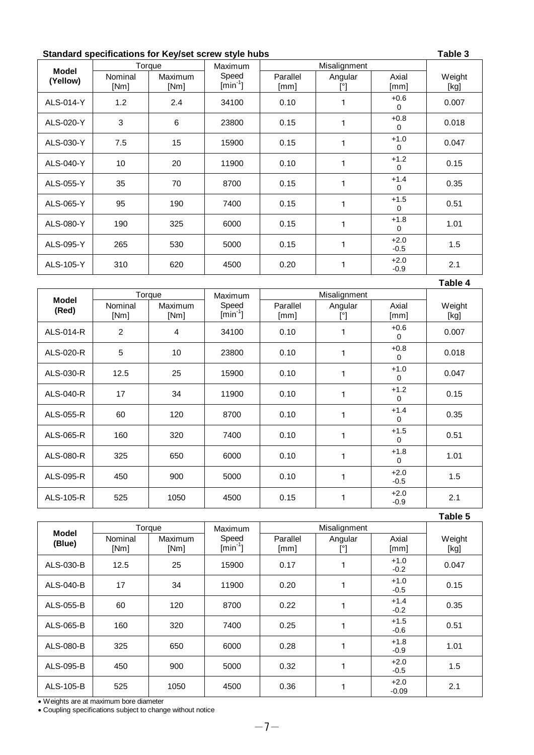**Standard specifications for Key/set screw style hubs**

**Table 3**

| Model (Yellow) | Torque | | Maximum Speed [$min^{-1}$] | Misalignment | | | Weight [kg] |
|---|---|---|---|---|---|---|---|
| | Nominal [Nm] | Maximum [Nm] | | Parallel [mm] | Angular [°] | Axial [mm] | |
| ALS-014-Y | 1.2 | 2.4 | 34100 | 0.10 | 1 | +0.6 0 | 0.007 |
| ALS-020-Y | 3 | 6 | 23800 | 0.15 | 1 | +0.8 0 | 0.018 |
| ALS-030-Y | 7.5 | 15 | 15900 | 0.15 | 1 | +1.0 0 | 0.047 |
| ALS-040-Y | 10 | 20 | 11900 | 0.10 | 1 | +1.2 0 | 0.15 |
| ALS-055-Y | 35 | 70 | 8700 | 0.15 | 1 | +1.4 0 | 0.35 |
| ALS-065-Y | 95 | 190 | 7400 | 0.15 | 1 | +1.5 0 | 0.51 |
| ALS-080-Y | 190 | 325 | 6000 | 0.15 | 1 | +1.8 0 | 1.01 |
| ALS-095-Y | 265 | 530 | 5000 | 0.15 | 1 | +2.0 -0.5 | 1.5 |
| ALS-105-Y | 310 | 620 | 4500 | 0.20 | 1 | +2.0 -0.9 | 2.1 |

**Table 4**

| Model (Red) | Torque | | Maximum Speed [$min^{-1}$] | Misalignment | | | Weight [kg] |
|---|---|---|---|---|---|---|---|
| | Nominal [Nm] | Maximum [Nm] | | Parallel [mm] | Angular [°] | Axial [mm] | |
| ALS-014-R | 2 | 4 | 34100 | 0.10 | 1 | +0.6 0 | 0.007 |
| ALS-020-R | 5 | 10 | 23800 | 0.10 | 1 | +0.8 0 | 0.018 |
| ALS-030-R | 12.5 | 25 | 15900 | 0.10 | 1 | +1.0 0 | 0.047 |
| ALS-040-R | 17 | 34 | 11900 | 0.10 | 1 | +1.2 0 | 0.15 |
| ALS-055-R | 60 | 120 | 8700 | 0.10 | 1 | +1.4 0 | 0.35 |
| ALS-065-R | 160 | 320 | 7400 | 0.10 | 1 | +1.5 0 | 0.51 |
| ALS-080-R | 325 | 650 | 6000 | 0.10 | 1 | +1.8 0 | 1.01 |
| ALS-095-R | 450 | 900 | 5000 | 0.10 | 1 | +2.0 -0.5 | 1.5 |
| ALS-105-R | 525 | 1050 | 4500 | 0.15 | 1 | +2.0 -0.9 | 2.1 |

**Table 5**

| Model (Blue) | Torque | | Maximum Speed [$min^{-1}$] | Misalignment | | | Weight [kg] |
|---|---|---|---|---|---|---|---|
| | Nominal [Nm] | Maximum [Nm] | | Parallel [mm] | Angular [°] | Axial [mm] | |
| ALS-030-B | 12.5 | 25 | 15900 | 0.17 | 1 | +1.0 -0.2 | 0.047 |
| ALS-040-B | 17 | 34 | 11900 | 0.20 | 1 | +1.0 -0.5 | 0.15 |
| ALS-055-B | 60 | 120 | 8700 | 0.22 | 1 | +1.4 -0.2 | 0.35 |
| ALS-065-B | 160 | 320 | 7400 | 0.25 | 1 | +1.5 -0.6 | 0.51 |
| ALS-080-B | 325 | 650 | 6000 | 0.28 | 1 | +1.8 -0.9 | 1.01 |
| ALS-095-B | 450 | 900 | 5000 | 0.32 | 1 | +2.0 -0.5 | 1.5 |
| ALS-105-B | 525 | 1050 | 4500 | 0.36 | 1 | +2.0 -0.09 | 2.1 |

- Weights are at maximum bore diameter
- Coupling specifications subject to change without notice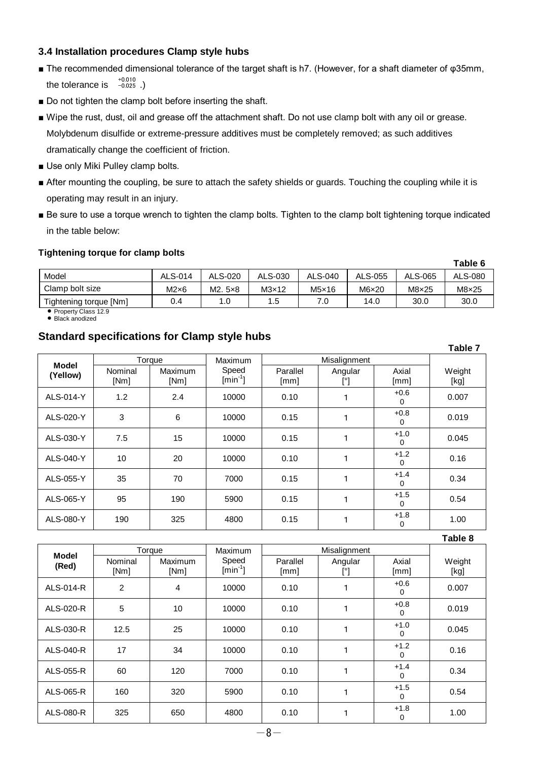### 3.4 Installation procedures Clamp style hubs

- The recommended dimensional tolerance of the target shaft is h7. (However, for a shaft diameter of φ35mm, the tolerance is $^{+0.010}_{-0.025}$.)
- Do not tighten the clamp bolt before inserting the shaft.
- Wipe the rust, dust, oil and grease off the attachment shaft. Do not use clamp bolt with any oil or grease. Molybdenum disulfide or extreme-pressure additives must be completely removed; as such additives dramatically change the coefficient of friction.
- Use only Miki Pulley clamp bolts.
- After mounting the coupling, be sure to attach the safety shields or guards. Touching the coupling while it is operating may result in an injury.
- Be sure to use a torque wrench to tighten the clamp bolts. Tighten to the clamp bolt tightening torque indicated in the table below:

**Tightening torque for clamp bolts**

**Table 6**

| Model | ALS-014 | ALS-020 | ALS-030 | ALS-040 | ALS-055 | ALS-065 | ALS-080 |
|---|---|---|---|---|---|---|---|
| Clamp bolt size | M2×6 | M2. 5×8 | M3×12 | M5×16 | M6×20 | M8×25 | M8×25 |
| Tightening torque [Nm] | 0.4 | 1.0 | 1.5 | 7.0 | 14.0 | 30.0 | 30.0 |

- Property Class 12.9
- Black anodized

## Standard specifications for Clamp style hubs

**Table 7**

| Model (Yellow) | Torque | | Maximum Speed [min$^{-1}$] | Misalignment | | | Weight [kg] |
|---|---|---|---|---|---|---|---|
| | Nominal [Nm] | Maximum [Nm] | | Parallel [mm] | Angular [°] | Axial [mm] | |
| ALS-014-Y | 1.2 | 2.4 | 10000 | 0.10 | 1 | $^{+0.6}_{0}$ | 0.007 |
| ALS-020-Y | 3 | 6 | 10000 | 0.15 | 1 | $^{+0.8}_{0}$ | 0.019 |
| ALS-030-Y | 7.5 | 15 | 10000 | 0.15 | 1 | $^{+1.0}_{0}$ | 0.045 |
| ALS-040-Y | 10 | 20 | 10000 | 0.10 | 1 | $^{+1.2}_{0}$ | 0.16 |
| ALS-055-Y | 35 | 70 | 7000 | 0.15 | 1 | $^{+1.4}_{0}$ | 0.34 |
| ALS-065-Y | 95 | 190 | 5900 | 0.15 | 1 | $^{+1.5}_{0}$ | 0.54 |
| ALS-080-Y | 190 | 325 | 4800 | 0.15 | 1 | $^{+1.8}_{0}$ | 1.00 |

**Table 8**

| Model (Red) | Torque | | Maximum Speed [min$^{-1}$] | Misalignment | | | Weight [kg] |
|---|---|---|---|---|---|---|---|
| | Nominal [Nm] | Maximum [Nm] | | Parallel [mm] | Angular [°] | Axial [mm] | |
| ALS-014-R | 2 | 4 | 10000 | 0.10 | 1 | $^{+0.6}_{0}$ | 0.007 |
| ALS-020-R | 5 | 10 | 10000 | 0.10 | 1 | $^{+0.8}_{0}$ | 0.019 |
| ALS-030-R | 12.5 | 25 | 10000 | 0.10 | 1 | $^{+1.0}_{0}$ | 0.045 |
| ALS-040-R | 17 | 34 | 10000 | 0.10 | 1 | $^{+1.2}_{0}$ | 0.16 |
| ALS-055-R | 60 | 120 | 7000 | 0.10 | 1 | $^{+1.4}_{0}$ | 0.34 |
| ALS-065-R | 160 | 320 | 5900 | 0.10 | 1 | $^{+1.5}_{0}$ | 0.54 |
| ALS-080-R | 325 | 650 | 4800 | 0.10 | 1 | $^{+1.8}_{0}$ | 1.00 |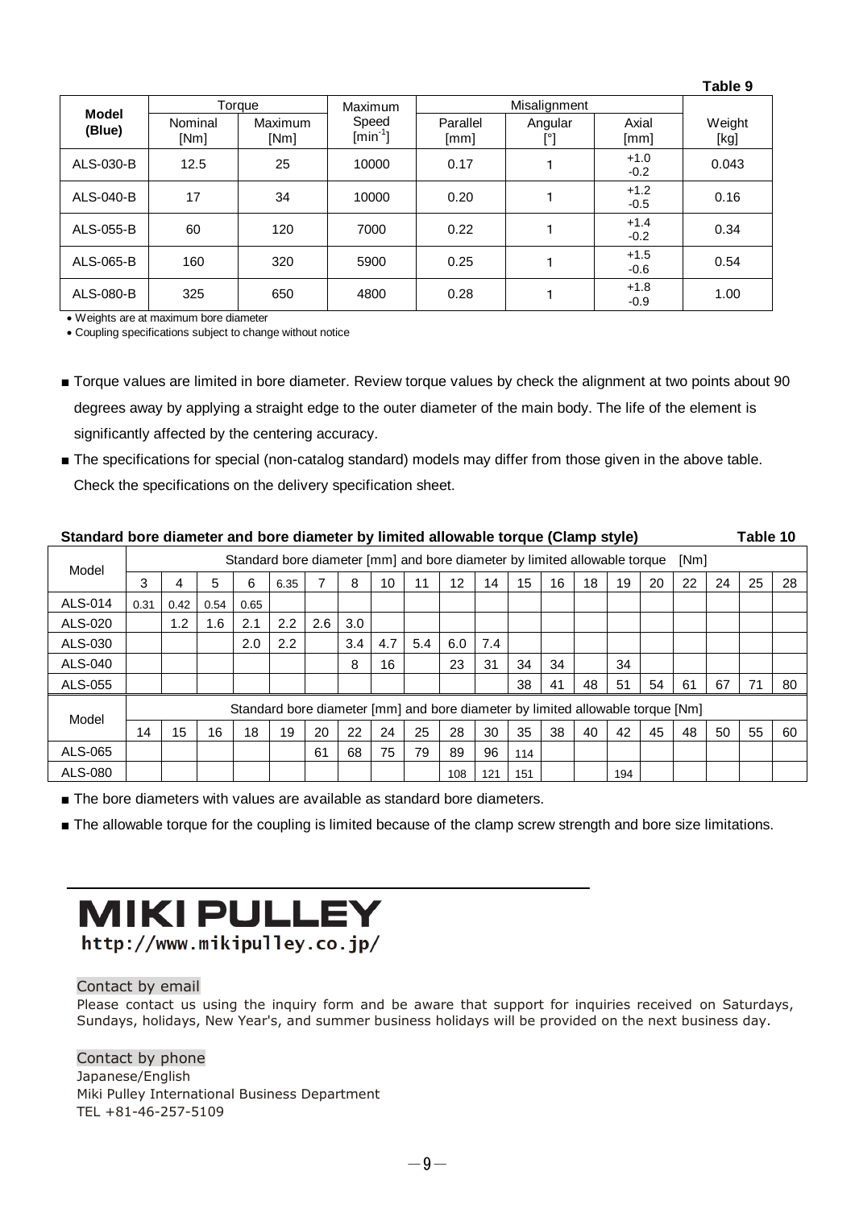**Table 9**

| Model (Blue) | Torque | | Maximum Speed [$min^{-1}$] | Misalignment | | | Weight [kg] |
|---|---|---|---|---|---|---|---|
| | Nominal [Nm] | Maximum [Nm] | | Parallel [mm] | Angular [°] | Axial [mm] | |
| ALS-030-B | 12.5 | 25 | 10000 | 0.17 | 1 | +1.0 -0.2 | 0.043 |
| ALS-040-B | 17 | 34 | 10000 | 0.20 | 1 | +1.2 -0.5 | 0.16 |
| ALS-055-B | 60 | 120 | 7000 | 0.22 | 1 | +1.4 -0.2 | 0.34 |
| ALS-065-B | 160 | 320 | 5900 | 0.25 | 1 | +1.5 -0.6 | 0.54 |
| ALS-080-B | 325 | 650 | 4800 | 0.28 | 1 | +1.8 -0.9 | 1.00 |

- Weights are at maximum bore diameter
- Coupling specifications subject to change without notice

■ Torque values are limited in bore diameter. Review torque values by check the alignment at two points about 90 degrees away by applying a straight edge to the outer diameter of the main body. The life of the element is significantly affected by the centering accuracy.

■ The specifications for special (non-catalog standard) models may differ from those given in the above table. Check the specifications on the delivery specification sheet.

**Standard bore diameter and bore diameter by limited allowable torque (Clamp style)** **Table 10**

| Model | Standard bore diameter [mm] and bore diameter by limited allowable torque [Nm] | | | | | | | | | | | | | | | | | | | |
|---|---|---|---|---|---|---|---|---|---|---|---|---|---|---|---|---|---|---|---|---|
| | 3 | 4 | 5 | 6 | 6.35 | 7 | 8 | 10 | 11 | 12 | 14 | 15 | 16 | 18 | 19 | 20 | 22 | 24 | 25 | 28 |
| ALS-014 | 0.31 | 0.42 | 0.54 | 0.65 | | | | | | | | | | | | | | | | |
| ALS-020 | | 1.2 | 1.6 | 2.1 | 2.2 | 2.6 | 3.0 | | | | | | | | | | | | | |
| ALS-030 | | | | 2.0 | 2.2 | | 3.4 | 4.7 | 5.4 | 6.0 | 7.4 | | | | | | | | | |
| ALS-040 | | | | | | | 8 | 16 | | 23 | 31 | 34 | 34 | | 34 | | | | | |
| ALS-055 | | | | | | | | | | | | 38 | 41 | 48 | 51 | 54 | 61 | 67 | 71 | 80 |
| Model | Standard bore diameter [mm] and bore diameter by limited allowable torque [Nm] | | | | | | | | | | | | | | | | | | | |
| | 14 | 15 | 16 | 18 | 19 | 20 | 22 | 24 | 25 | 28 | 30 | 35 | 38 | 40 | 42 | 45 | 48 | 50 | 55 | 60 |
| ALS-065 | | | | | | 61 | 68 | 75 | 79 | 89 | 96 | 114 | | | | | | | | |
| ALS-080 | | | | | | | | | | 108 | 121 | 151 | | | 194 | | | | | |

■ The bore diameters with values are available as standard bore diameters.

■ The allowable torque for the coupling is limited because of the clamp screw strength and bore size limitations.

**MIKI PULLEY**
http://www.mikipulley.co.jp/

Contact by email
Please contact us using the inquiry form and be aware that support for inquiries received on Saturdays, Sundays, holidays, New Year's, and summer business holidays will be provided on the next business day.

Contact by phone
Japanese/English
Miki Pulley International Business Department
TEL +81-46-257-5109